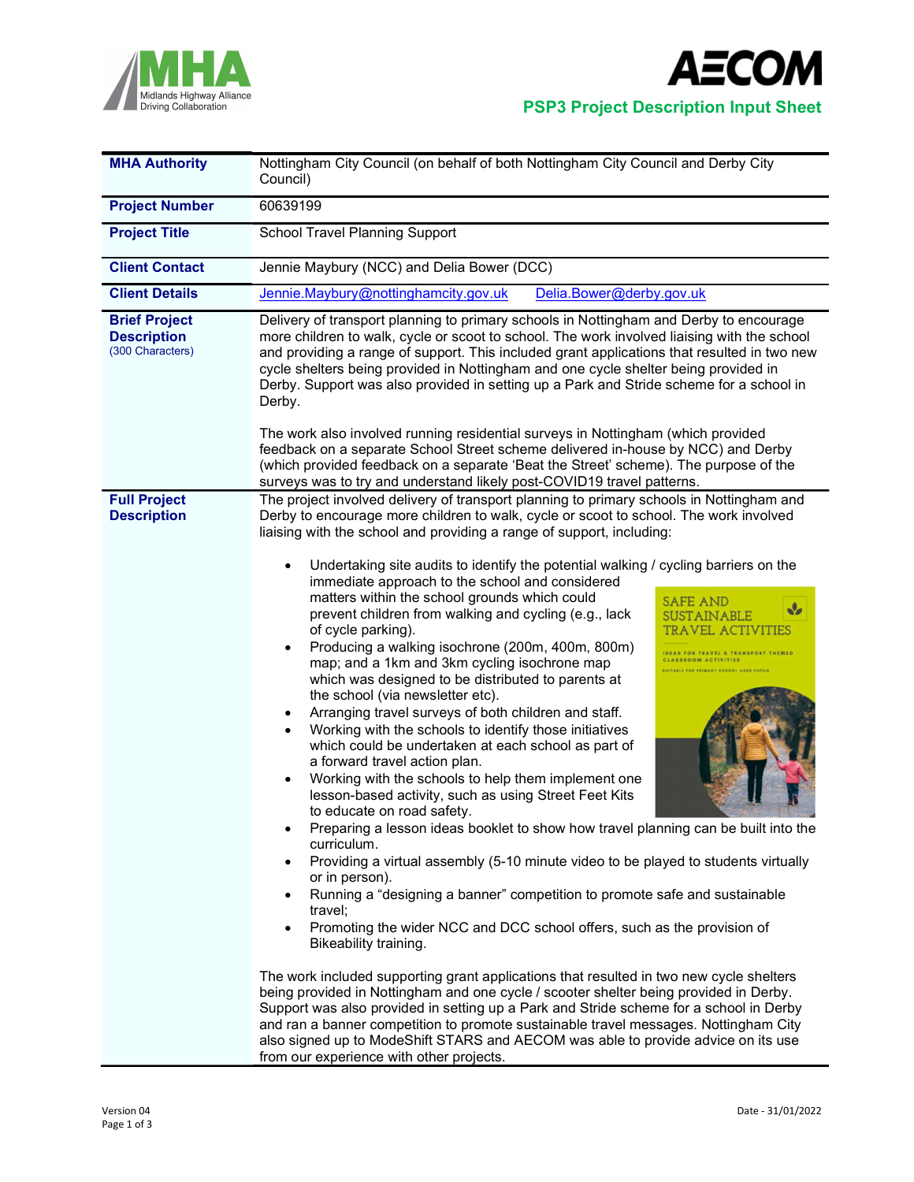PSP3 Project Description Input Sheet

| | |
|---|---|
| **MHA Authority** | Nottingham City Council (on behalf of both Nottingham City Council and Derby City Council) |
| **Project Number** | 60639199 |
| **Project Title** | School Travel Planning Support |
| **Client Contact** | Jennie Maybury (NCC) and Delia Bower (DCC) |
| **Client Details** | Jennie.Maybury@nottinghamcity.gov.uk Delia.Bower@derby.gov.uk |
| **Brief Project Description** (300 Characters) | Delivery of transport planning to primary schools in Nottingham and Derby to encourage more children to walk, cycle or scoot to school. The work involved liaising with the school and providing a range of support. This included grant applications that resulted in two new cycle shelters being provided in Nottingham and one cycle shelter being provided in Derby. Support was also provided in setting up a Park and Stride scheme for a school in Derby.<br><br>The work also involved running residential surveys in Nottingham (which provided feedback on a separate School Street scheme delivered in-house by NCC) and Derby (which provided feedback on a separate 'Beat the Street' scheme). The purpose of the surveys was to try and understand likely post-COVID19 travel patterns. |
| **Full Project Description** | The project involved delivery of transport planning to primary schools in Nottingham and Derby to encourage more children to walk, cycle or scoot to school. The work involved liaising with the school and providing a range of support, including:<br><br>• Undertaking site audits to identify the potential walking / cycling barriers on the immediate approach to the school and considered matters within the school grounds which could prevent children from walking and cycling (e.g., lack of cycle parking).<br>• Producing a walking isochrone (200m, 400m, 800m) map; and a 1km and 3km cycling isochrone map which was designed to be distributed to parents at the school (via newsletter etc).<br>• Arranging travel surveys of both children and staff.<br>• Working with the schools to identify those initiatives which could be undertaken at each school as part of a forward travel action plan.<br>• Working with the schools to help them implement one lesson-based activity, such as using Street Feet Kits to educate on road safety.<br>• Preparing a lesson ideas booklet to show how travel planning can be built into the curriculum.<br>• Providing a virtual assembly (5-10 minute video to be played to students virtually or in person).<br>• Running a "designing a banner" competition to promote safe and sustainable travel;<br>• Promoting the wider NCC and DCC school offers, such as the provision of Bikeability training.<br><br>The work included supporting grant applications that resulted in two new cycle shelters being provided in Nottingham and one cycle / scooter shelter being provided in Derby. Support was also provided in setting up a Park and Stride scheme for a school in Derby and ran a banner competition to promote sustainable travel messages. Nottingham City also signed up to ModeShift STARS and AECOM was able to provide advice on its use from our experience with other projects. |

Version 04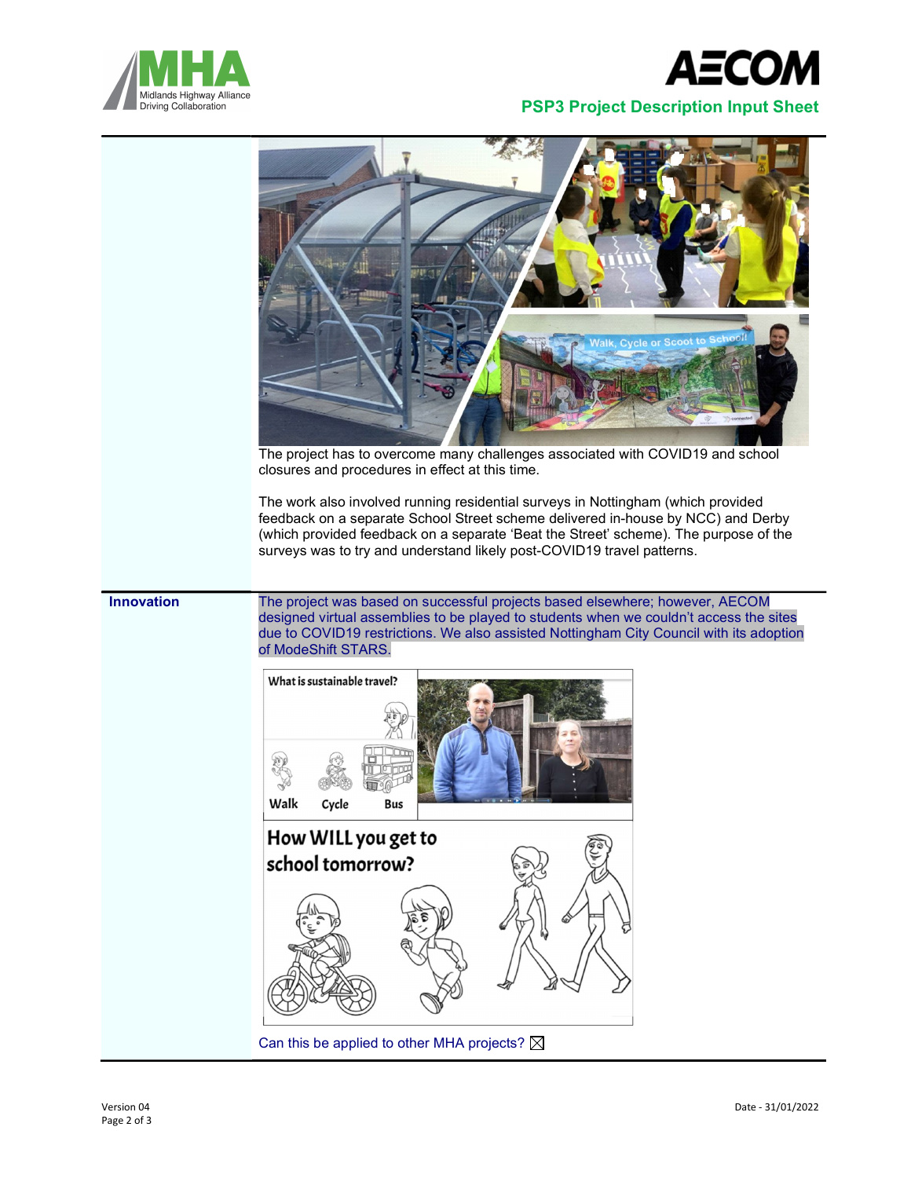The project has to overcome many challenges associated with COVID19 and school closures and procedures in effect at this time.

The work also involved running residential surveys in Nottingham (which provided feedback on a separate School Street scheme delivered in-house by NCC) and Derby (which provided feedback on a separate 'Beat the Street' scheme). The purpose of the surveys was to try and understand likely post-COVID19 travel patterns.

| **Innovation** | The project was based on successful projects based elsewhere; however, AECOM designed virtual assemblies to be played to students when we couldn't access the sites due to COVID19 restrictions. We also assisted Nottingham City Council with its adoption of ModeShift STARS. |
|---|---|
| | Can this be applied to other MHA projects? ☒ |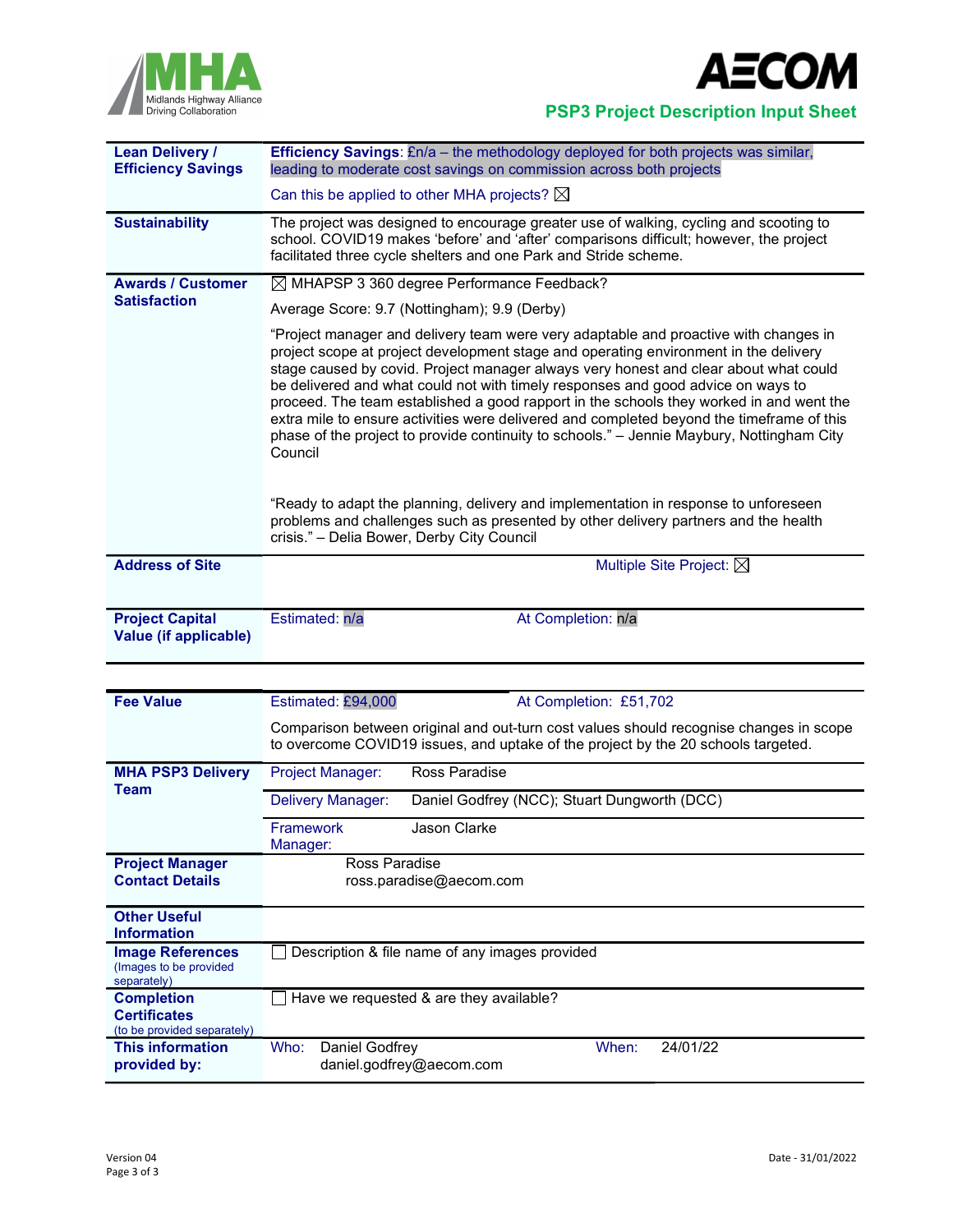PSP3 Project Description Input Sheet

| | |
|---|---|
| **Lean Delivery / Efficiency Savings** | **Efficiency Savings**: £n/a – the methodology deployed for both projects was similar, leading to moderate cost savings on commission across both projects<br><br>Can this be applied to other MHA projects? ☒ |
| **Sustainability** | The project was designed to encourage greater use of walking, cycling and scooting to school. COVID19 makes 'before' and 'after' comparisons difficult; however, the project facilitated three cycle shelters and one Park and Stride scheme. |
| **Awards / Customer Satisfaction** | ☒ MHAPSP 3 360 degree Performance Feedback?<br><br>Average Score: 9.7 (Nottingham); 9.9 (Derby)<br><br>"Project manager and delivery team were very adaptable and proactive with changes in project scope at project development stage and operating environment in the delivery stage caused by covid. Project manager always very honest and clear about what could be delivered and what could not with timely responses and good advice on ways to proceed. The team established a good rapport in the schools they worked in and went the extra mile to ensure activities were delivered and completed beyond the timeframe of this phase of the project to provide continuity to schools." – Jennie Maybury, Nottingham City Council<br><br>"Ready to adapt the planning, delivery and implementation in response to unforeseen problems and challenges such as presented by other delivery partners and the health crisis." – Delia Bower, Derby City Council |
| **Address of Site** | Multiple Site Project: ☒ |
| **Project Capital Value (if applicable)** | Estimated: n/a At Completion: n/a |

| | |
|---|---|
| **Fee Value** | Estimated: £94,000 At Completion: £51,702<br><br>Comparison between original and out-turn cost values should recognise changes in scope to overcome COVID19 issues, and uptake of the project by the 20 schools targeted. |
| **MHA PSP3 Delivery Team** | Project Manager: Ross Paradise<br><br>Delivery Manager: Daniel Godfrey (NCC); Stuart Dungworth (DCC)<br><br>Framework Manager: Jason Clarke |
| **Project Manager Contact Details** | Ross Paradise<br>ross.paradise@aecom.com |
| **Other Useful Information** | |
| **Image References** (Images to be provided separately) | ☐ Description & file name of any images provided |
| **Completion Certificates** (to be provided separately) | ☐ Have we requested & are they available? |
| **This information provided by:** | Who: Daniel Godfrey, daniel.godfrey@aecom.com When: 24/01/22 |

Version 04

Date - 31/01/2022